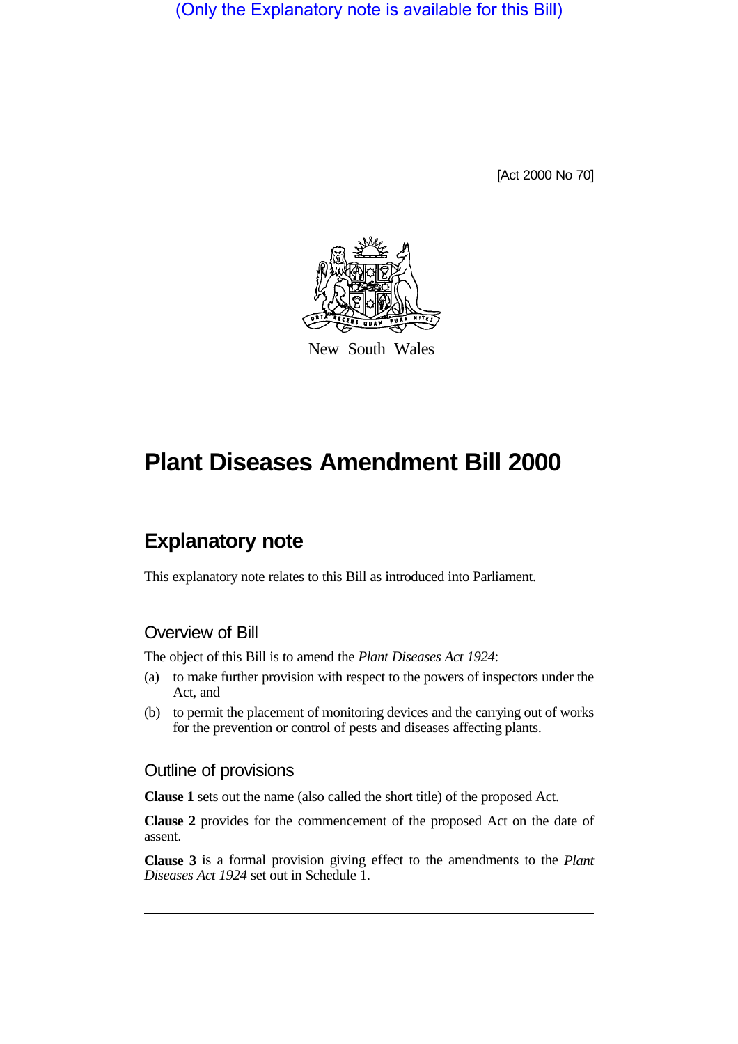(Only the Explanatory note is available for this Bill)

[Act 2000 No 70]

New South Wales

# Plant Diseases Amendment Bill 2000

## Explanatory note

This explanatory note relates to this Bill as introduced into Parliament.

### Overview of Bill

The object of this Bill is to amend the *Plant Diseases Act 1924*:

(a) to make further provision with respect to the powers of inspectors under the Act, and

(b) to permit the placement of monitoring devices and the carrying out of works for the prevention or control of pests and diseases affecting plants.

### Outline of provisions

**Clause 1** sets out the name (also called the short title) of the proposed Act.

**Clause 2** provides for the commencement of the proposed Act on the date of assent.

**Clause 3** is a formal provision giving effect to the amendments to the *Plant Diseases Act 1924* set out in Schedule 1.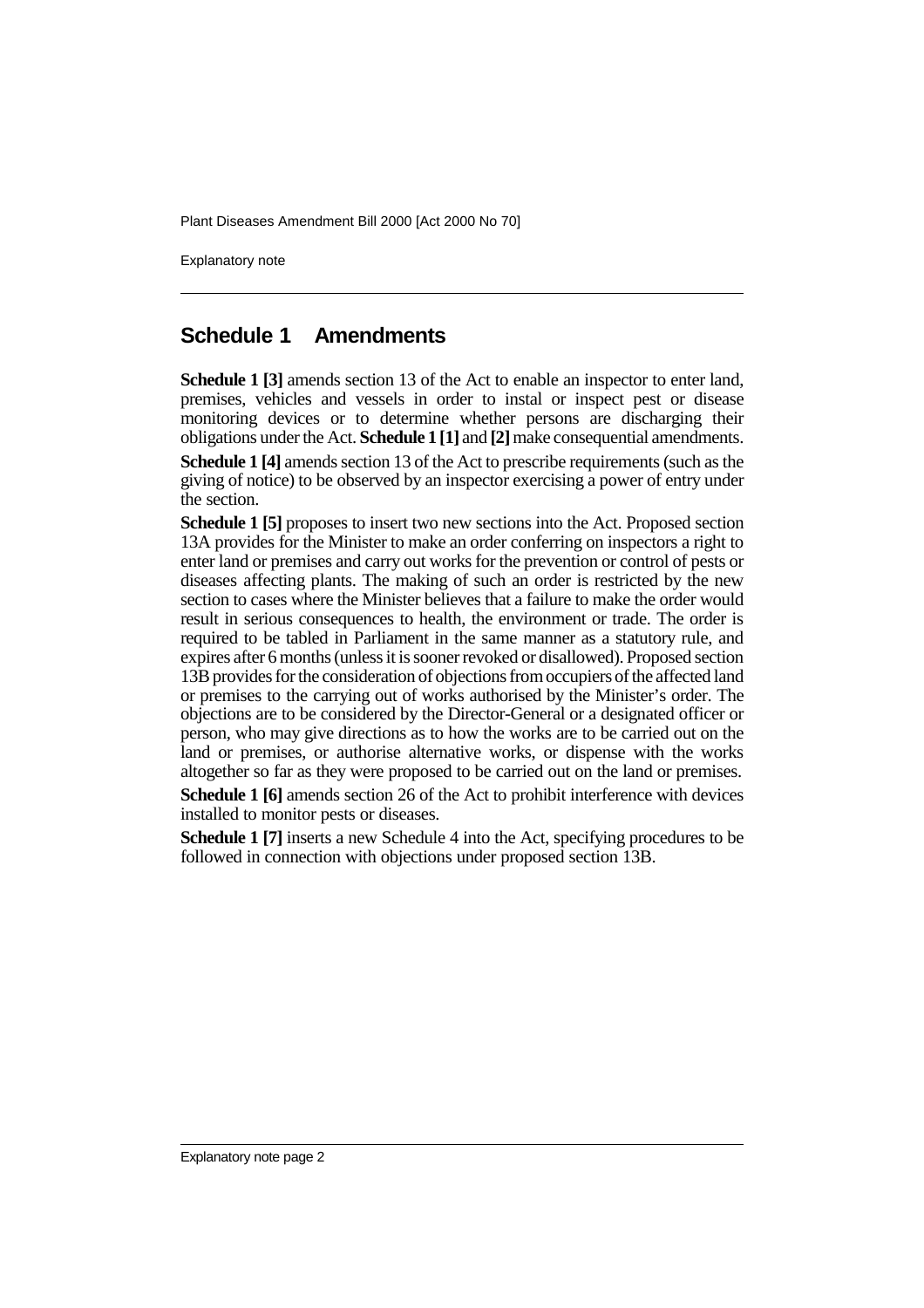## Schedule 1 Amendments

**Schedule 1 [3]** amends section 13 of the Act to enable an inspector to enter land, premises, vehicles and vessels in order to instal or inspect pest or disease monitoring devices or to determine whether persons are discharging their obligations under the Act. **Schedule 1 [1]** and **[2]** make consequential amendments.

**Schedule 1 [4]** amends section 13 of the Act to prescribe requirements (such as the giving of notice) to be observed by an inspector exercising a power of entry under the section.

**Schedule 1 [5]** proposes to insert two new sections into the Act. Proposed section 13A provides for the Minister to make an order conferring on inspectors a right to enter land or premises and carry out works for the prevention or control of pests or diseases affecting plants. The making of such an order is restricted by the new section to cases where the Minister believes that a failure to make the order would result in serious consequences to health, the environment or trade. The order is required to be tabled in Parliament in the same manner as a statutory rule, and expires after 6 months (unless it is sooner revoked or disallowed). Proposed section 13B provides for the consideration of objections from occupiers of the affected land or premises to the carrying out of works authorised by the Minister's order. The objections are to be considered by the Director-General or a designated officer or person, who may give directions as to how the works are to be carried out on the land or premises, or authorise alternative works, or dispense with the works altogether so far as they were proposed to be carried out on the land or premises.

**Schedule 1 [6]** amends section 26 of the Act to prohibit interference with devices installed to monitor pests or diseases.

**Schedule 1 [7]** inserts a new Schedule 4 into the Act, specifying procedures to be followed in connection with objections under proposed section 13B.